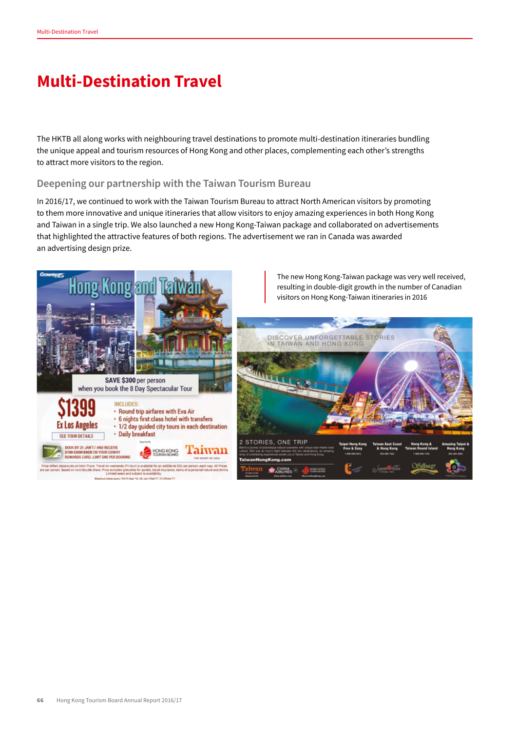# Multi-Destination Travel

The HKTB all along works with neighbouring travel destinations to promote multi-destination itineraries bundling the unique appeal and tourism resources of Hong Kong and other places, complementing each other's strengths to attract more visitors to the region.

## Deepening our partnership with the Taiwan Tourism Bureau

In 2016/17, we continued to work with the Taiwan Tourism Bureau to attract North American visitors by promoting to them more innovative and unique itineraries that allow visitors to enjoy amazing experiences in both Hong Kong and Taiwan in a single trip. We also launched a new Hong Kong-Taiwan package and collaborated on advertisements that highlighted the attractive features of both regions. The advertisement we ran in Canada was awarded an advertising design prize.

The new Hong Kong-Taiwan package was very well received, resulting in double-digit growth in the number of Canadian visitors on Hong Kong-Taiwan itineraries in 2016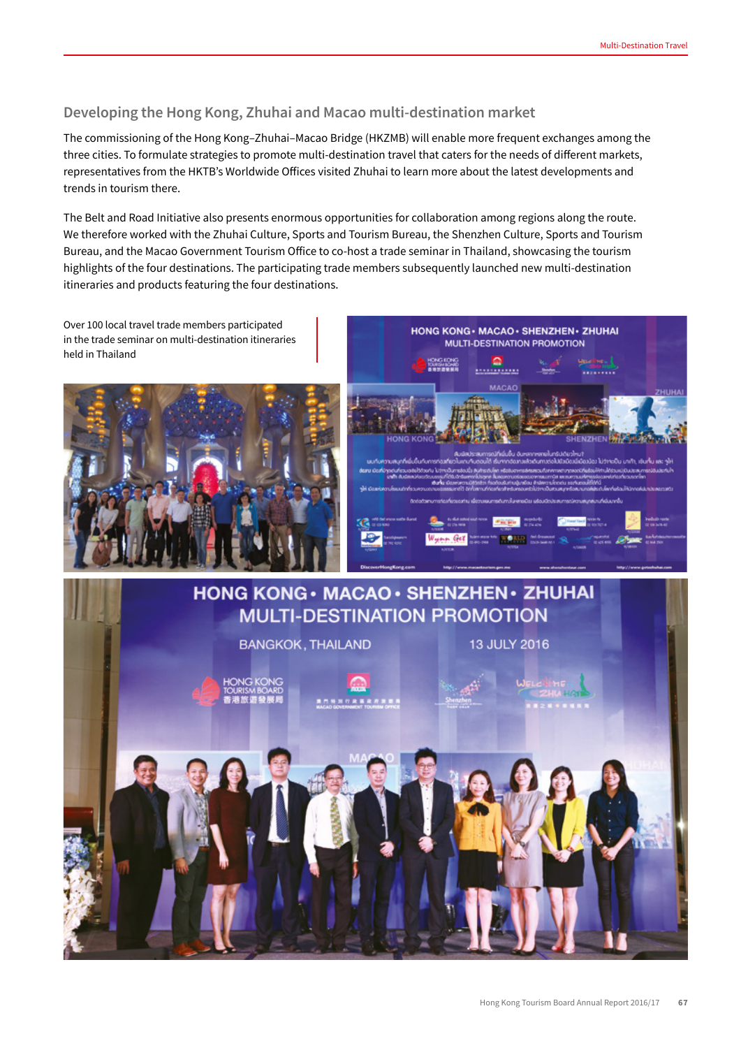## Developing the Hong Kong, Zhuhai and Macao multi-destination market

The commissioning of the Hong Kong–Zhuhai–Macao Bridge (HKZMB) will enable more frequent exchanges among the three cities. To formulate strategies to promote multi-destination travel that caters for the needs of different markets, representatives from the HKTB's Worldwide Offices visited Zhuhai to learn more about the latest developments and trends in tourism there.

The Belt and Road Initiative also presents enormous opportunities for collaboration among regions along the route. We therefore worked with the Zhuhai Culture, Sports and Tourism Bureau, the Shenzhen Culture, Sports and Tourism Bureau, and the Macao Government Tourism Office to co-host a trade seminar in Thailand, showcasing the tourism highlights of the four destinations. The participating trade members subsequently launched new multi-destination itineraries and products featuring the four destinations.

Over 100 local travel trade members participated in the trade seminar on multi-destination itineraries held in Thailand